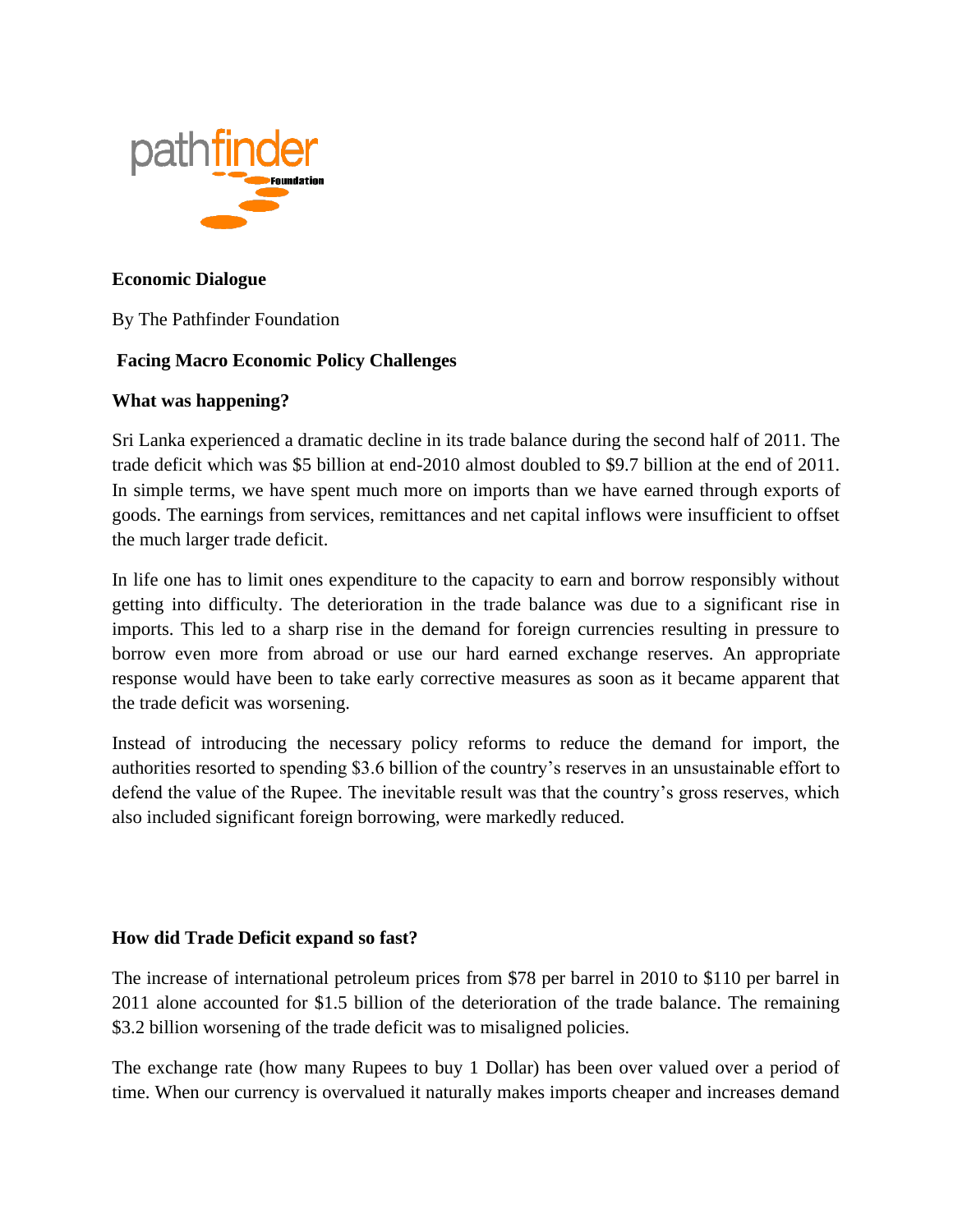pathfinder Foundation

**Economic Dialogue**

By The Pathfinder Foundation

**Facing Macro Economic Policy Challenges**

**What was happening?**

Sri Lanka experienced a dramatic decline in its trade balance during the second half of 2011. The trade deficit which was $5 billion at end-2010 almost doubled to $9.7 billion at the end of 2011. In simple terms, we have spent much more on imports than we have earned through exports of goods. The earnings from services, remittances and net capital inflows were insufficient to offset the much larger trade deficit.

In life one has to limit ones expenditure to the capacity to earn and borrow responsibly without getting into difficulty. The deterioration in the trade balance was due to a significant rise in imports. This led to a sharp rise in the demand for foreign currencies resulting in pressure to borrow even more from abroad or use our hard earned exchange reserves. An appropriate response would have been to take early corrective measures as soon as it became apparent that the trade deficit was worsening.

Instead of introducing the necessary policy reforms to reduce the demand for import, the authorities resorted to spending $3.6 billion of the country's reserves in an unsustainable effort to defend the value of the Rupee. The inevitable result was that the country's gross reserves, which also included significant foreign borrowing, were markedly reduced.

**How did Trade Deficit expand so fast?**

The increase of international petroleum prices from $78 per barrel in 2010 to $110 per barrel in 2011 alone accounted for $1.5 billion of the deterioration of the trade balance. The remaining $3.2 billion worsening of the trade deficit was to misaligned policies.

The exchange rate (how many Rupees to buy 1 Dollar) has been over valued over a period of time. When our currency is overvalued it naturally makes imports cheaper and increases demand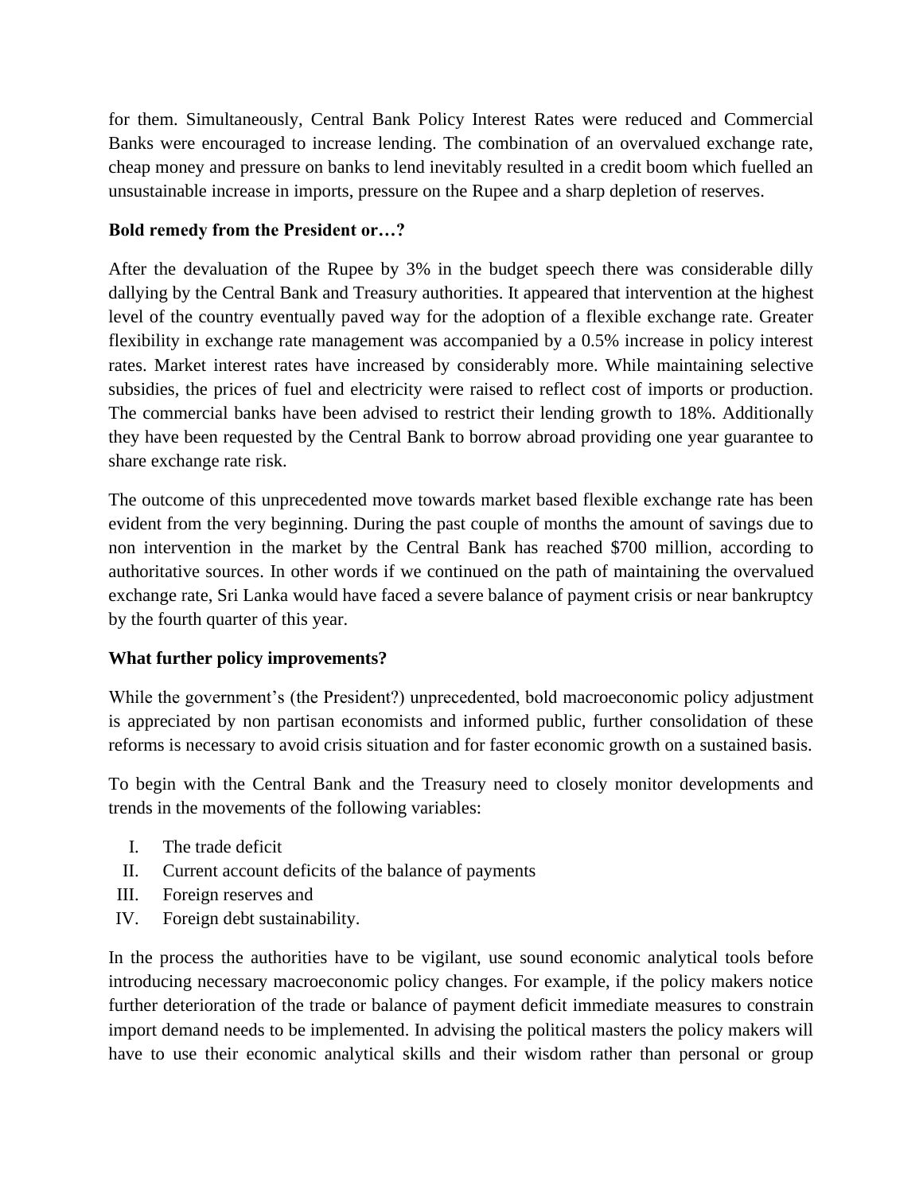for them. Simultaneously, Central Bank Policy Interest Rates were reduced and Commercial Banks were encouraged to increase lending. The combination of an overvalued exchange rate, cheap money and pressure on banks to lend inevitably resulted in a credit boom which fuelled an unsustainable increase in imports, pressure on the Rupee and a sharp depletion of reserves.

**Bold remedy from the President or…?**

After the devaluation of the Rupee by 3% in the budget speech there was considerable dilly dallying by the Central Bank and Treasury authorities. It appeared that intervention at the highest level of the country eventually paved way for the adoption of a flexible exchange rate. Greater flexibility in exchange rate management was accompanied by a 0.5% increase in policy interest rates. Market interest rates have increased by considerably more. While maintaining selective subsidies, the prices of fuel and electricity were raised to reflect cost of imports or production. The commercial banks have been advised to restrict their lending growth to 18%. Additionally they have been requested by the Central Bank to borrow abroad providing one year guarantee to share exchange rate risk.

The outcome of this unprecedented move towards market based flexible exchange rate has been evident from the very beginning. During the past couple of months the amount of savings due to non intervention in the market by the Central Bank has reached $700 million, according to authoritative sources. In other words if we continued on the path of maintaining the overvalued exchange rate, Sri Lanka would have faced a severe balance of payment crisis or near bankruptcy by the fourth quarter of this year.

**What further policy improvements?**

While the government's (the President?) unprecedented, bold macroeconomic policy adjustment is appreciated by non partisan economists and informed public, further consolidation of these reforms is necessary to avoid crisis situation and for faster economic growth on a sustained basis.

To begin with the Central Bank and the Treasury need to closely monitor developments and trends in the movements of the following variables:

I. The trade deficit
II. Current account deficits of the balance of payments
III. Foreign reserves and
IV. Foreign debt sustainability.

In the process the authorities have to be vigilant, use sound economic analytical tools before introducing necessary macroeconomic policy changes. For example, if the policy makers notice further deterioration of the trade or balance of payment deficit immediate measures to constrain import demand needs to be implemented. In advising the political masters the policy makers will have to use their economic analytical skills and their wisdom rather than personal or group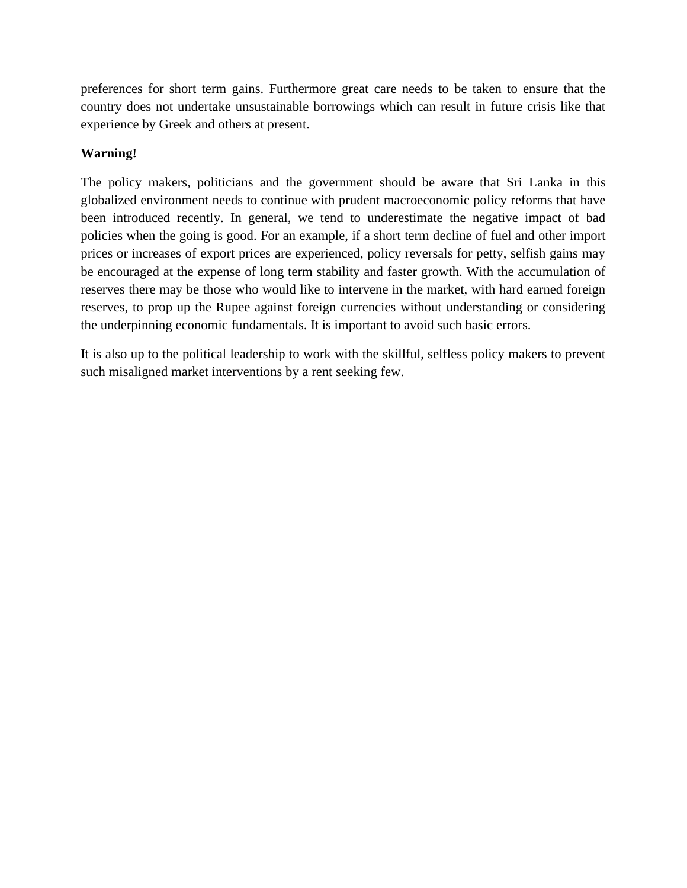preferences for short term gains. Furthermore great care needs to be taken to ensure that the country does not undertake unsustainable borrowings which can result in future crisis like that experience by Greek and others at present.

**Warning!**

The policy makers, politicians and the government should be aware that Sri Lanka in this globalized environment needs to continue with prudent macroeconomic policy reforms that have been introduced recently. In general, we tend to underestimate the negative impact of bad policies when the going is good. For an example, if a short term decline of fuel and other import prices or increases of export prices are experienced, policy reversals for petty, selfish gains may be encouraged at the expense of long term stability and faster growth. With the accumulation of reserves there may be those who would like to intervene in the market, with hard earned foreign reserves, to prop up the Rupee against foreign currencies without understanding or considering the underpinning economic fundamentals. It is important to avoid such basic errors.

It is also up to the political leadership to work with the skillful, selfless policy makers to prevent such misaligned market interventions by a rent seeking few.